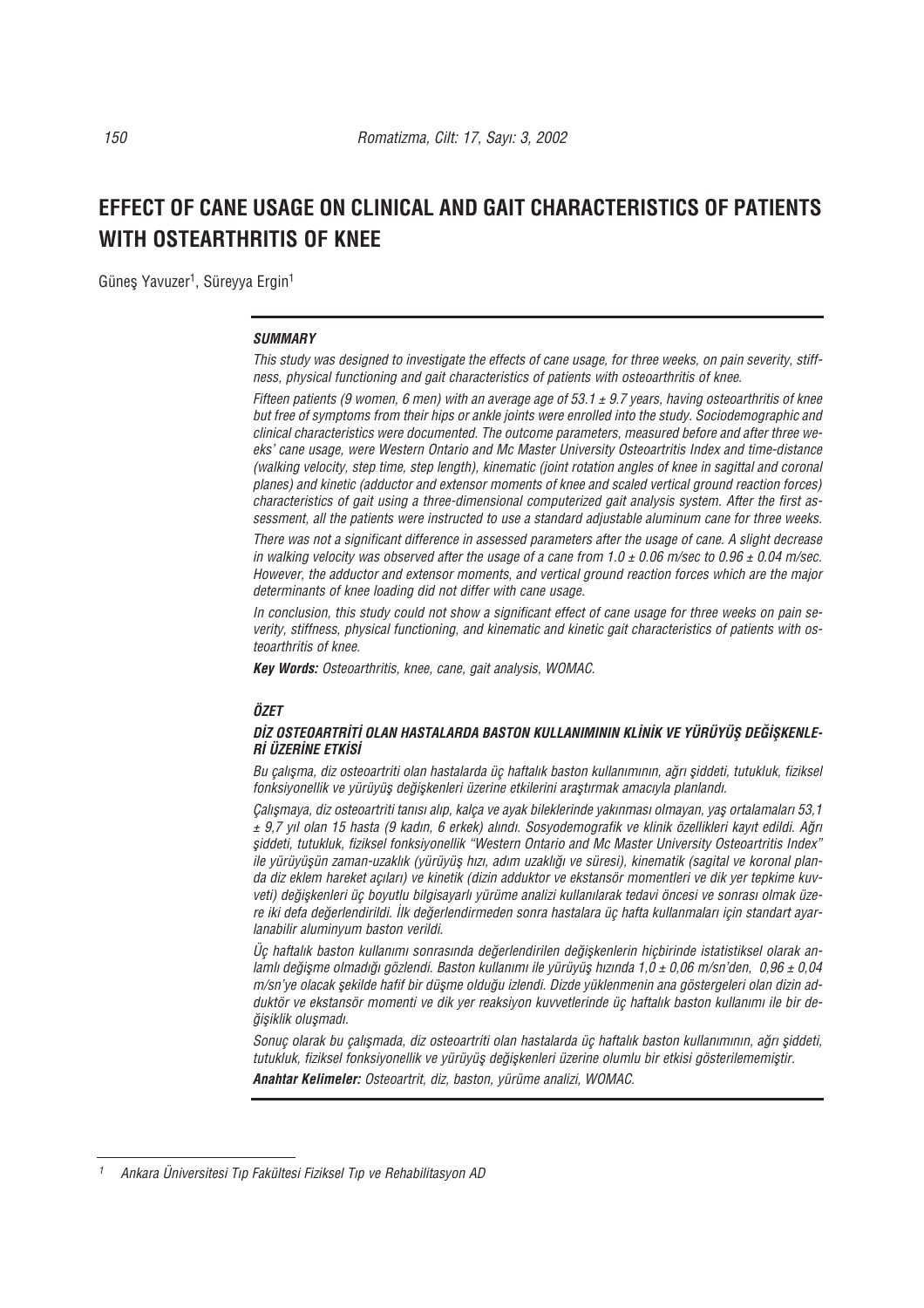# EFFECT OF CANE USAGE ON CLINICAL AND GAIT CHARACTERISTICS OF PATIENTS WITH OSTEARTHRITIS OF KNEE

Güneş Yavuzer[1], Süreyya Ergin[1]

### *SUMMARY*

*This study was designed to investigate the effects of cane usage, for three weeks, on pain severity, stiffness, physical functioning and gait characteristics of patients with osteoarthritis of knee.*

*Fifteen patients (9 women, 6 men) with an average age of 53.1 ± 9.7 years, having osteoarthritis of knee but free of symptoms from their hips or ankle joints were enrolled into the study. Sociodemographic and clinical characteristics were documented. The outcome parameters, measured before and after three weeks' cane usage, were Western Ontario and Mc Master University Osteoarthritis Index and time-distance (walking velocity, step time, step length), kinematic (joint rotation angles of knee in sagittal and coronal planes) and kinetic (adductor and extensor moments of knee and scaled vertical ground reaction forces) characteristics of gait using a three-dimensional computerized gait analysis system. After the first assessment, all the patients were instructed to use a standard adjustable aluminum cane for three weeks.*

*There was not a significant difference in assessed parameters after the usage of cane. A slight decrease in walking velocity was observed after the usage of a cane from 1.0 ± 0.06 m/sec to 0.96 ± 0.04 m/sec. However, the adductor and extensor moments, and vertical ground reaction forces which are the major determinants of knee loading did not differ with cane usage.*

*In conclusion, this study could not show a significant effect of cane usage for three weeks on pain severity, stiffness, physical functioning, and kinematic and kinetic gait characteristics of patients with osteoarthritis of knee.*

***Key Words:*** *Osteoarthritis, knee, cane, gait analysis, WOMAC.*

### *ÖZET*

#### *DİZ OSTEOARTRİTİ OLAN HASTALARDA BASTON KULLANIMININ KLİNİK VE YÜRÜYÜŞ DEĞİŞKENLERİ ÜZERİNE ETKİSİ*

*Bu çalışma, diz osteoartriti olan hastalarda üç haftalık baston kullanımının, ağrı şiddeti, tutukluk, fiziksel fonksiyonellik ve yürüyüş değişkenleri üzerine etkilerini araştırmak amacıyla planlandı.*

*Çalışmaya, diz osteoartriti tanısı alıp, kalça ve ayak bileklerinde yakınması olmayan, yaş ortalamaları 53,1 ± 9,7 yıl olan 15 hasta (9 kadın, 6 erkek) alındı. Sosyodemografik ve klinik özellikleri kayıt edildi. Ağrı şiddeti, tutukluk, fiziksel fonksiyonellik "Western Ontario and Mc Master University Osteoartritis Index" ile yürüyüşün zaman-uzaklık (yürüyüş hızı, adım uzaklığı ve süresi), kinematik (sagital ve koronal planda diz eklem hareket açıları) ve kinetik (dizin adduktor ve ekstansör momentleri ve dik yer tepkime kuvveti) değişkenleri üç boyutlu bilgisayarlı yürüme analizi kullanılarak tedavi öncesi ve sonrası olmak üzere iki defa değerlendirildi. İlk değerlendirmeden sonra hastalara üç hafta kullanmaları için standart ayarlanabilir aluminyum baston verildi.*

*Üç haftalık baston kullanımı sonrasında değerlendirilen değişkenlerin hiçbirinde istatistiksel olarak anlamlı değişme olmadığı gözlendi. Baston kullanımı ile yürüyüş hızında 1,0 ± 0,06 m/sn'den, 0,96 ± 0,04 m/sn'ye olacak şekilde hafif bir düşme olduğu izlendi. Dizde yüklenmenin ana göstergeleri olan dizin adduktör ve ekstansör momenti ve dik yer reaksiyon kuvvetlerinde üç haftalık baston kullanımı ile bir değişiklik oluşmadı.*

*Sonuç olarak bu çalışmada, diz osteoartriti olan hastalarda üç haftalık baston kullanımının, ağrı şiddeti, tutukluk, fiziksel fonksiyonellik ve yürüyüş değişkenleri üzerine olumlu bir etkisi gösterilememiştir.*

***Anahtar Kelimeler:*** *Osteoartrit, diz, baston, yürüme analizi, WOMAC.*

---

[1] *Ankara Üniversitesi Tıp Fakültesi Fiziksel Tıp ve Rehabilitasyon AD*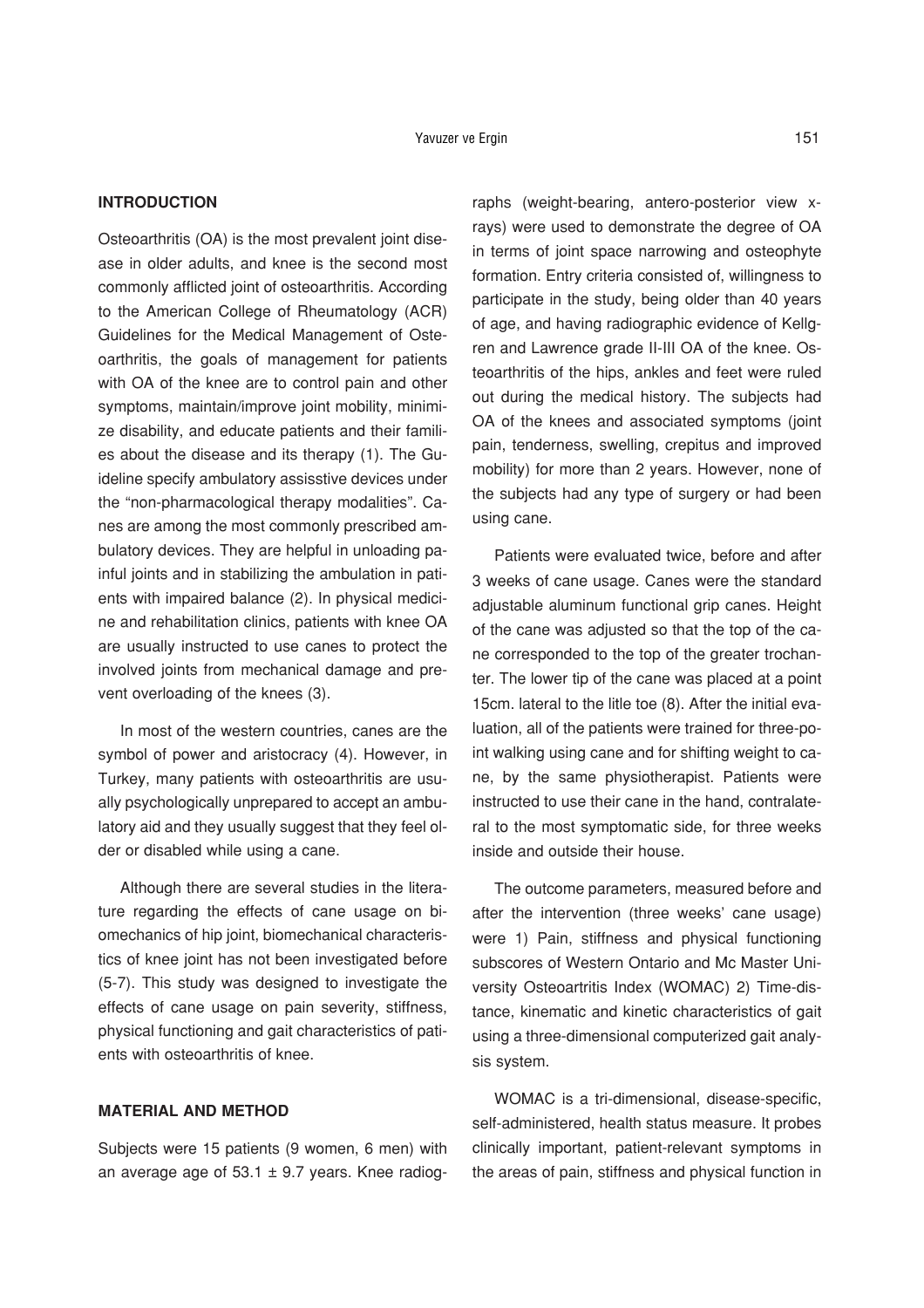## INTRODUCTION

Osteoarthritis (OA) is the most prevalent joint disease in older adults, and knee is the second most commonly afflicted joint of osteoarthritis. According to the American College of Rheumatology (ACR) Guidelines for the Medical Management of Osteoarthritis, the goals of management for patients with OA of the knee are to control pain and other symptoms, maintain/improve joint mobility, minimize disability, and educate patients and their families about the disease and its therapy (1). The Guideline specify ambulatory assisstive devices under the "non-pharmacological therapy modalities". Canes are among the most commonly prescribed ambulatory devices. They are helpful in unloading painful joints and in stabilizing the ambulation in patients with impaired balance (2). In physical medicine and rehabilitation clinics, patients with knee OA are usually instructed to use canes to protect the involved joints from mechanical damage and prevent overloading of the knees (3).

In most of the western countries, canes are the symbol of power and aristocracy (4). However, in Turkey, many patients with osteoarthritis are usually psychologically unprepared to accept an ambulatory aid and they usually suggest that they feel older or disabled while using a cane.

Although there are several studies in the literature regarding the effects of cane usage on biomechanics of hip joint, biomechanical characteristics of knee joint has not been investigated before (5-7). This study was designed to investigate the effects of cane usage on pain severity, stiffness, physical functioning and gait characteristics of patients with osteoarthritis of knee.

## MATERIAL AND METHOD

Subjects were 15 patients (9 women, 6 men) with an average age of 53.1 ± 9.7 years. Knee radiographs (weight-bearing, antero-posterior view x-rays) were used to demonstrate the degree of OA in terms of joint space narrowing and osteophyte formation. Entry criteria consisted of, willingness to participate in the study, being older than 40 years of age, and having radiographic evidence of Kellgren and Lawrence grade II-III OA of the knee. Osteoarthritis of the hips, ankles and feet were ruled out during the medical history. The subjects had OA of the knees and associated symptoms (joint pain, tenderness, swelling, crepitus and improved mobility) for more than 2 years. However, none of the subjects had any type of surgery or had been using cane.

Patients were evaluated twice, before and after 3 weeks of cane usage. Canes were the standard adjustable aluminum functional grip canes. Height of the cane was adjusted so that the top of the cane corresponded to the top of the greater trochanter. The lower tip of the cane was placed at a point 15cm. lateral to the litle toe (8). After the initial evaluation, all of the patients were trained for three-point walking using cane and for shifting weight to cane, by the same physiotherapist. Patients were instructed to use their cane in the hand, contralateral to the most symptomatic side, for three weeks inside and outside their house.

The outcome parameters, measured before and after the intervention (three weeks' cane usage) were 1) Pain, stiffness and physical functioning subscores of Western Ontario and Mc Master University Osteoartritis Index (WOMAC) 2) Time-distance, kinematic and kinetic characteristics of gait using a three-dimensional computerized gait analysis system.

WOMAC is a tri-dimensional, disease-specific, self-administered, health status measure. It probes clinically important, patient-relevant symptoms in the areas of pain, stiffness and physical function in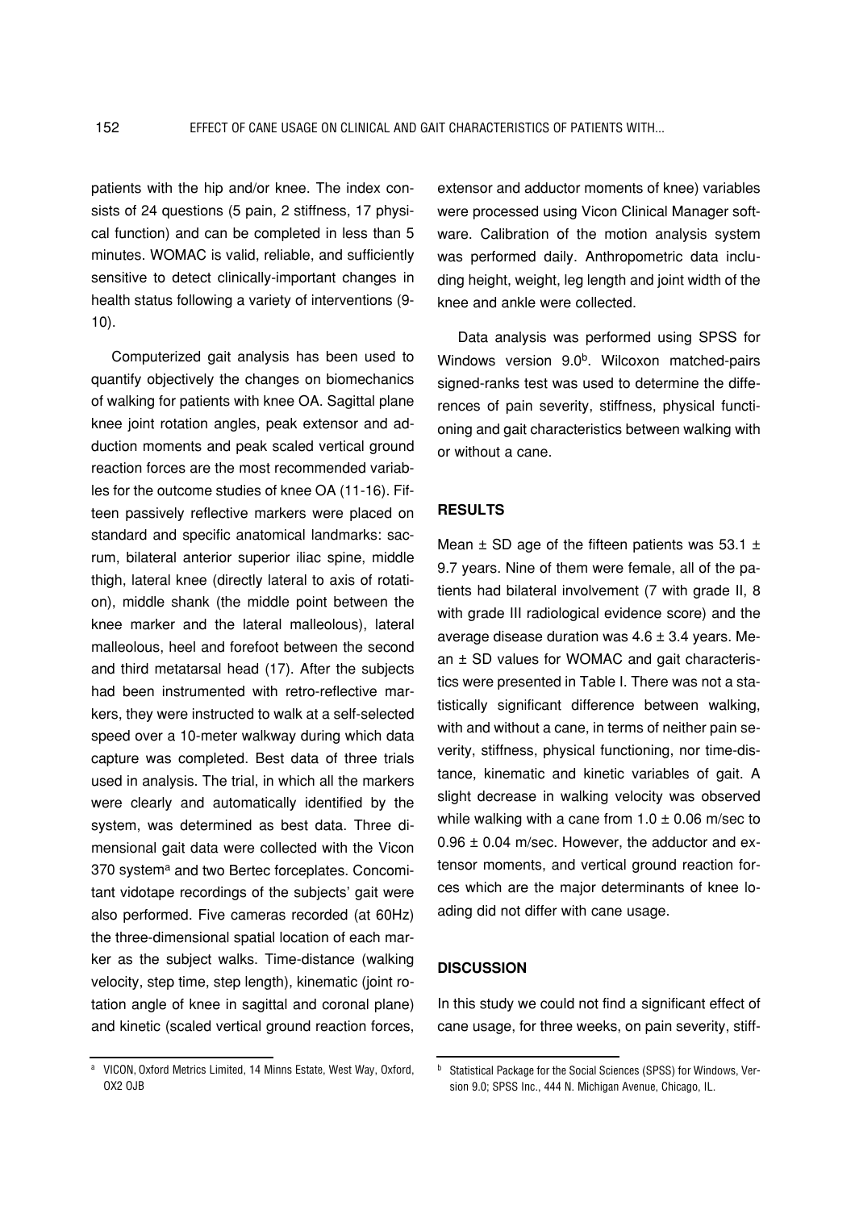patients with the hip and/or knee. The index consists of 24 questions (5 pain, 2 stiffness, 17 physical function) and can be completed in less than 5 minutes. WOMAC is valid, reliable, and sufficiently sensitive to detect clinically-important changes in health status following a variety of interventions (9-10).

Computerized gait analysis has been used to quantify objectively the changes on biomechanics of walking for patients with knee OA. Sagittal plane knee joint rotation angles, peak extensor and adduction moments and peak scaled vertical ground reaction forces are the most recommended variables for the outcome studies of knee OA (11-16). Fifteen passively reflective markers were placed on standard and specific anatomical landmarks: sacrum, bilateral anterior superior iliac spine, middle thigh, lateral knee (directly lateral to axis of rotation), middle shank (the middle point between the knee marker and the lateral malleolous), lateral malleolous, heel and forefoot between the second and third metatarsal head (17). After the subjects had been instrumented with retro-reflective markers, they were instructed to walk at a self-selected speed over a 10-meter walkway during which data capture was completed. Best data of three trials used in analysis. The trial, in which all the markers were clearly and automatically identified by the system, was determined as best data. Three dimensional gait data were collected with the Vicon 370 system[a] and two Bertec forceplates. Concomitant vidotape recordings of the subjects' gait were also performed. Five cameras recorded (at 60Hz) the three-dimensional spatial location of each marker as the subject walks. Time-distance (walking velocity, step time, step length), kinematic (joint rotation angle of knee in sagittal and coronal plane) and kinetic (scaled vertical ground reaction forces, extensor and adductor moments of knee) variables were processed using Vicon Clinical Manager software. Calibration of the motion analysis system was performed daily. Anthropometric data including height, weight, leg length and joint width of the knee and ankle were collected.

Data analysis was performed using SPSS for Windows version 9.0[b]. Wilcoxon matched-pairs signed-ranks test was used to determine the differences of pain severity, stiffness, physical functioning and gait characteristics between walking with or without a cane.

## RESULTS

Mean ± SD age of the fifteen patients was 53.1 ± 9.7 years. Nine of them were female, all of the patients had bilateral involvement (7 with grade II, 8 with grade III radiological evidence score) and the average disease duration was 4.6 ± 3.4 years. Mean ± SD values for WOMAC and gait characteristics were presented in Table I. There was not a statistically significant difference between walking, with and without a cane, in terms of neither pain severity, stiffness, physical functioning, nor time-distance, kinematic and kinetic variables of gait. A slight decrease in walking velocity was observed while walking with a cane from 1.0 ± 0.06 m/sec to 0.96 ± 0.04 m/sec. However, the adductor and extensor moments, and vertical ground reaction forces which are the major determinants of knee loading did not differ with cane usage.

## DISCUSSION

In this study we could not find a significant effect of cane usage, for three weeks, on pain severity, stiff-

---

[a] VICON, Oxford Metrics Limited, 14 Minns Estate, West Way, Oxford, OX2 OJB

[b] Statistical Package for the Social Sciences (SPSS) for Windows, Version 9.0; SPSS Inc., 444 N. Michigan Avenue, Chicago, IL.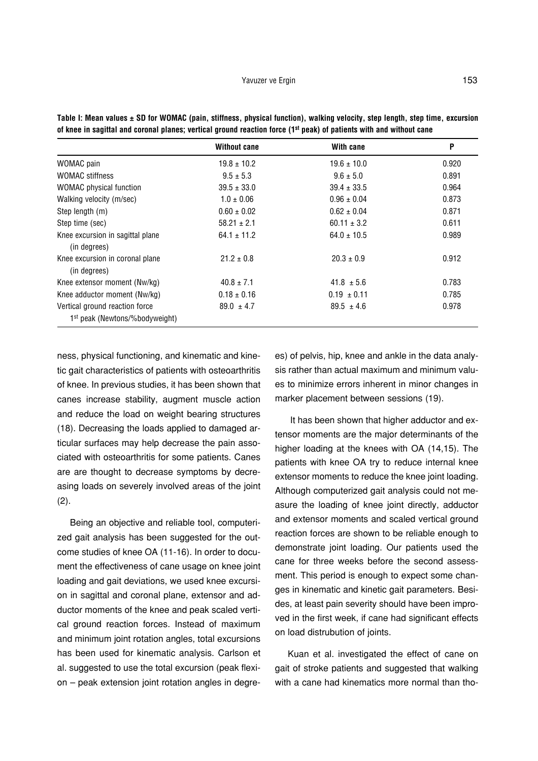**Table I: Mean values ± SD for WOMAC (pain, stiffness, physical function), walking velocity, step length, step time, excursion of knee in sagittal and coronal planes; vertical ground reaction force (1st peak) of patients with and without cane**

| | Without cane | With cane | P |
|---|---|---|---|
| WOMAC pain | 19.8 ± 10.2 | 19.6 ± 10.0 | 0.920 |
| WOMAC stiffness | 9.5 ± 5.3 | 9.6 ± 5.0 | 0.891 |
| WOMAC physical function | 39.5 ± 33.0 | 39.4 ± 33.5 | 0.964 |
| Walking velocity (m/sec) | 1.0 ± 0.06 | 0.96 ± 0.04 | 0.873 |
| Step length (m) | 0.60 ± 0.02 | 0.62 ± 0.04 | 0.871 |
| Step time (sec) | 58.21 ± 2.1 | 60.11 ± 3.2 | 0.611 |
| Knee excursion in sagittal plane (in degrees) | 64.1 ± 11.2 | 64.0 ± 10.5 | 0.989 |
| Knee excursion in coronal plane (in degrees) | 21.2 ± 0.8 | 20.3 ± 0.9 | 0.912 |
| Knee extensor moment (Nw/kg) | 40.8 ± 7.1 | 41.8 ± 5.6 | 0.783 |
| Knee adductor moment (Nw/kg) | 0.18 ± 0.16 | 0.19 ± 0.11 | 0.785 |
| Vertical ground reaction force 1st peak (Newtons/%bodyweight) | 89.0 ± 4.7 | 89.5 ± 4.6 | 0.978 |

ness, physical functioning, and kinematic and kinetic gait characteristics of patients with osteoarthritis of knee. In previous studies, it has been shown that canes increase stability, augment muscle action and reduce the load on weight bearing structures (18). Decreasing the loads applied to damaged articular surfaces may help decrease the pain associated with osteoarthritis for some patients. Canes are are thought to decrease symptoms by decreasing loads on severely involved areas of the joint (2).

Being an objective and reliable tool, computerized gait analysis has been suggested for the outcome studies of knee OA (11-16). In order to document the effectiveness of cane usage on knee joint loading and gait deviations, we used knee excursion in sagittal and coronal plane, extensor and adductor moments of the knee and peak scaled vertical ground reaction forces. Instead of maximum and minimum joint rotation angles, total excursions has been used for kinematic analysis. Carlson et al. suggested to use the total excursion (peak flexion – peak extension joint rotation angles in degrees) of pelvis, hip, knee and ankle in the data analysis rather than actual maximum and minimum values to minimize errors inherent in minor changes in marker placement between sessions (19).

It has been shown that higher adductor and extensor moments are the major determinants of the higher loading at the knees with OA (14,15). The patients with knee OA try to reduce internal knee extensor moments to reduce the knee joint loading. Although computerized gait analysis could not measure the loading of knee joint directly, adductor and extensor moments and scaled vertical ground reaction forces are shown to be reliable enough to demonstrate joint loading. Our patients used the cane for three weeks before the second assessment. This period is enough to expect some changes in kinematic and kinetic gait parameters. Besides, at least pain severity should have been improved in the first week, if cane had significant effects on load distrubution of joints.

Kuan et al. investigated the effect of cane on gait of stroke patients and suggested that walking with a cane had kinematics more normal than tho-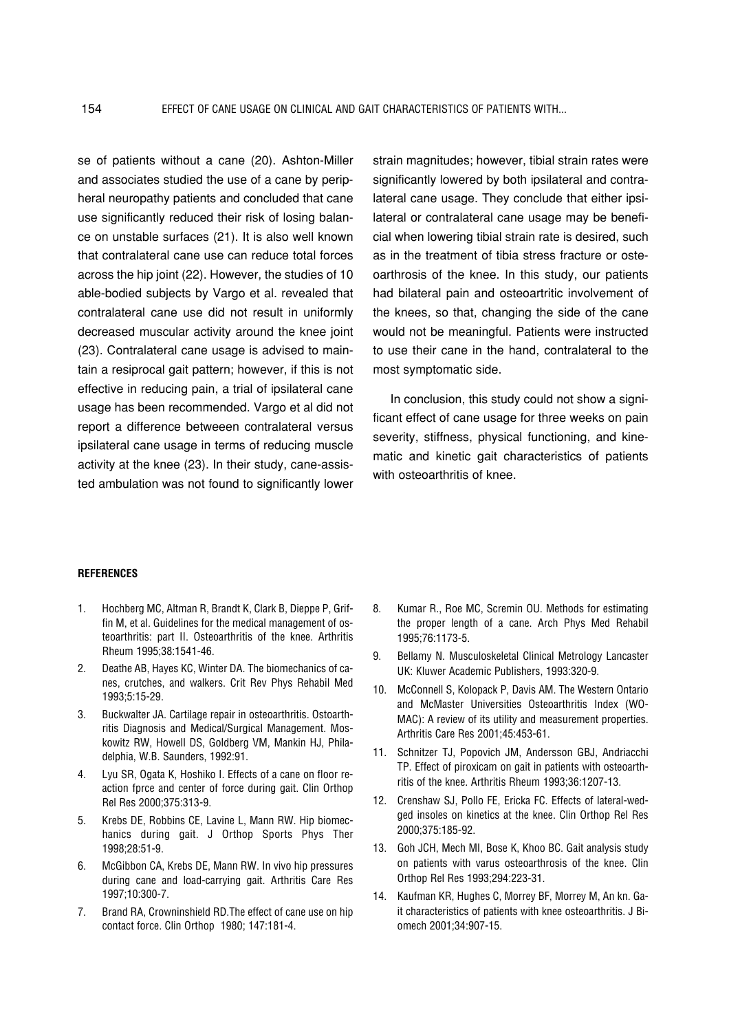se of patients without a cane (20). Ashton-Miller and associates studied the use of a cane by peripheral neuropathy patients and concluded that cane use significantly reduced their risk of losing balance on unstable surfaces (21). It is also well known that contralateral cane use can reduce total forces across the hip joint (22). However, the studies of 10 able-bodied subjects by Vargo et al. revealed that contralateral cane use did not result in uniformly decreased muscular activity around the knee joint (23). Contralateral cane usage is advised to maintain a resiprocal gait pattern; however, if this is not effective in reducing pain, a trial of ipsilateral cane usage has been recommended. Vargo et al did not report a difference betweeen contralateral versus ipsilateral cane usage in terms of reducing muscle activity at the knee (23). In their study, cane-assisted ambulation was not found to significantly lower strain magnitudes; however, tibial strain rates were significantly lowered by both ipsilateral and contralateral cane usage. They conclude that either ipsilateral or contralateral cane usage may be beneficial when lowering tibial strain rate is desired, such as in the treatment of tibia stress fracture or osteoarthrosis of the knee. In this study, our patients had bilateral pain and osteoartritic involvement of the knees, so that, changing the side of the cane would not be meaningful. Patients were instructed to use their cane in the hand, contralateral to the most symptomatic side.

In conclusion, this study could not show a significant effect of cane usage for three weeks on pain severity, stiffness, physical functioning, and kinematic and kinetic gait characteristics of patients with osteoarthritis of knee.

## REFERENCES

1. Hochberg MC, Altman R, Brandt K, Clark B, Dieppe P, Griffin M, et al. Guidelines for the medical management of osteoarthritis: part II. Osteoarthritis of the knee. Arthritis Rheum 1995;38:1541-46.
2. Deathe AB, Hayes KC, Winter DA. The biomechanics of canes, crutches, and walkers. Crit Rev Phys Rehabil Med 1993;5:15-29.
3. Buckwalter JA. Cartilage repair in osteoarthritis. Ostoarthritis Diagnosis and Medical/Surgical Management. Moskowitz RW, Howell DS, Goldberg VM, Mankin HJ, Philadelphia, W.B. Saunders, 1992:91.
4. Lyu SR, Ogata K, Hoshiko I. Effects of a cane on floor reaction fprce and center of force during gait. Clin Orthop Rel Res 2000;375:313-9.
5. Krebs DE, Robbins CE, Lavine L, Mann RW. Hip biomechanics during gait. J Orthop Sports Phys Ther 1998;28:51-9.
6. McGibbon CA, Krebs DE, Mann RW. In vivo hip pressures during cane and load-carrying gait. Arthritis Care Res 1997;10:300-7.
7. Brand RA, Crowninshield RD.The effect of cane use on hip contact force. Clin Orthop 1980; 147:181-4.
8. Kumar R., Roe MC, Scremin OU. Methods for estimating the proper length of a cane. Arch Phys Med Rehabil 1995;76:1173-5.
9. Bellamy N. Musculoskeletal Clinical Metrology Lancaster UK: Kluwer Academic Publishers, 1993:320-9.
10. McConnell S, Kolopack P, Davis AM. The Western Ontario and McMaster Universities Osteoarthritis Index (WOMAC): A review of its utility and measurement properties. Arthritis Care Res 2001;45:453-61.
11. Schnitzer TJ, Popovich JM, Andersson GBJ, Andriacchi TP. Effect of piroxicam on gait in patients with osteoarthritis of the knee. Arthritis Rheum 1993;36:1207-13.
12. Crenshaw SJ, Pollo FE, Ericka FC. Effects of lateral-wedged insoles on kinetics at the knee. Clin Orthop Rel Res 2000;375:185-92.
13. Goh JCH, Mech MI, Bose K, Khoo BC. Gait analysis study on patients with varus osteoarthrosis of the knee. Clin Orthop Rel Res 1993;294:223-31.
14. Kaufman KR, Hughes C, Morrey BF, Morrey M, An kn. Gait characteristics of patients with knee osteoarthritis. J Biomech 2001;34:907-15.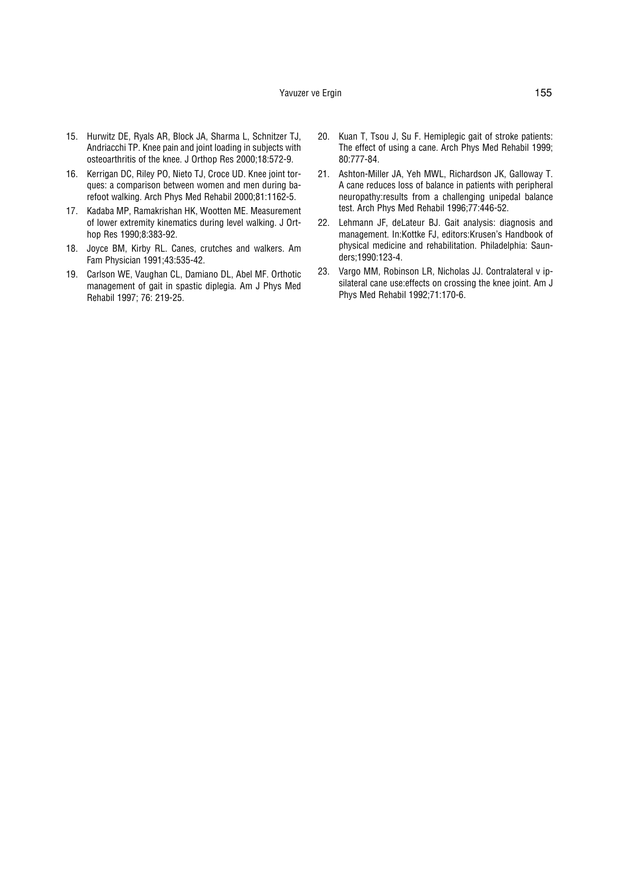15. Hurwitz DE, Ryals AR, Block JA, Sharma L, Schnitzer TJ, Andriacchi TP. Knee pain and joint loading in subjects with osteoarthritis of the knee. J Orthop Res 2000;18:572-9.
16. Kerrigan DC, Riley PO, Nieto TJ, Croce UD. Knee joint torques: a comparison between women and men during barefoot walking. Arch Phys Med Rehabil 2000;81:1162-5.
17. Kadaba MP, Ramakrishan HK, Wootten ME. Measurement of lower extremity kinematics during level walking. J Orthop Res 1990;8:383-92.
18. Joyce BM, Kirby RL. Canes, crutches and walkers. Am Fam Physician 1991;43:535-42.
19. Carlson WE, Vaughan CL, Damiano DL, Abel MF. Orthotic management of gait in spastic diplegia. Am J Phys Med Rehabil 1997; 76: 219-25.
20. Kuan T, Tsou J, Su F. Hemiplegic gait of stroke patients: The effect of using a cane. Arch Phys Med Rehabil 1999; 80:777-84.
21. Ashton-Miller JA, Yeh MWL, Richardson JK, Galloway T. A cane reduces loss of balance in patients with peripheral neuropathy:results from a challenging unipedal balance test. Arch Phys Med Rehabil 1996;77:446-52.
22. Lehmann JF, deLateur BJ. Gait analysis: diagnosis and management. In:Kottke FJ, editors:Krusen's Handbook of physical medicine and rehabilitation. Philadelphia: Saunders;1990:123-4.
23. Vargo MM, Robinson LR, Nicholas JJ. Contralateral v ipsilateral cane use:effects on crossing the knee joint. Am J Phys Med Rehabil 1992;71:170-6.